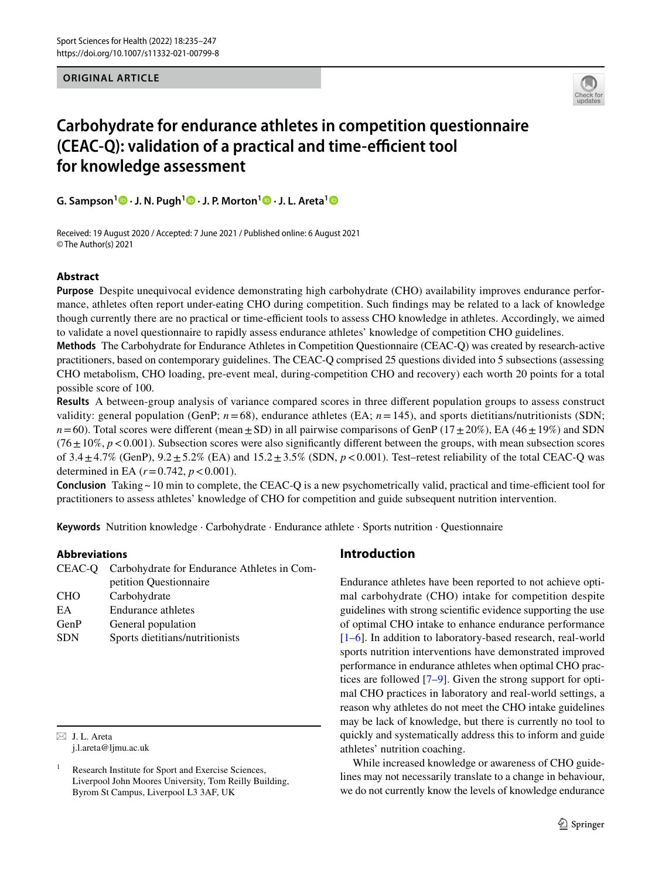ORIGINAL ARTICLE

# Carbohydrate for endurance athletes in competition questionnaire (CEAC-Q): validation of a practical and time-efficient tool for knowledge assessment

**G. Sampson[1] · J. N. Pugh[1] · J. P. Morton[1] · J. L. Areta[1]**

Received: 19 August 2020 / Accepted: 7 June 2021 / Published online: 6 August 2021
© The Author(s) 2021

## Abstract

**Purpose** Despite unequivocal evidence demonstrating high carbohydrate (CHO) availability improves endurance performance, athletes often report under-eating CHO during competition. Such findings may be related to a lack of knowledge though currently there are no practical or time-efficient tools to assess CHO knowledge in athletes. Accordingly, we aimed to validate a novel questionnaire to rapidly assess endurance athletes' knowledge of competition CHO guidelines.

**Methods** The Carbohydrate for Endurance Athletes in Competition Questionnaire (CEAC-Q) was created by research-active practitioners, based on contemporary guidelines. The CEAC-Q comprised 25 questions divided into 5 subsections (assessing CHO metabolism, CHO loading, pre-event meal, during-competition CHO and recovery) each worth 20 points for a total possible score of 100.

**Results** A between-group analysis of variance compared scores in three different population groups to assess construct validity: general population (GenP; $n = 68$), endurance athletes (EA; $n = 145$), and sports dietitians/nutritionists (SDN; $n = 60$). Total scores were different (mean ± SD) in all pairwise comparisons of GenP (17 ± 20%), EA (46 ± 19%) and SDN (76 ± 10%, $p < 0.001$). Subsection scores were also significantly different between the groups, with mean subsection scores of 3.4 ± 4.7% (GenP), 9.2 ± 5.2% (EA) and 15.2 ± 3.5% (SDN, $p < 0.001$). Test–retest reliability of the total CEAC-Q was determined in EA ($r = 0.742$, $p < 0.001$).

**Conclusion** Taking ~ 10 min to complete, the CEAC-Q is a new psychometrically valid, practical and time-efficient tool for practitioners to assess athletes' knowledge of CHO for competition and guide subsequent nutrition intervention.

**Keywords** Nutrition knowledge · Carbohydrate · Endurance athlete · Sports nutrition · Questionnaire

### Abbreviations

| | |
|---|---|
| CEAC-Q | Carbohydrate for Endurance Athletes in Competition Questionnaire |
| CHO | Carbohydrate |
| EA | Endurance athletes |
| GenP | General population |
| SDN | Sports dietitians/nutritionists |

✉ J. L. Areta
j.l.areta@ljmu.ac.uk

[1] Research Institute for Sport and Exercise Sciences, Liverpool John Moores University, Tom Reilly Building, Byrom St Campus, Liverpool L3 3AF, UK

## Introduction

Endurance athletes have been reported to not achieve optimal carbohydrate (CHO) intake for competition despite guidelines with strong scientific evidence supporting the use of optimal CHO intake to enhance endurance performance [1–6]. In addition to laboratory-based research, real-world sports nutrition interventions have demonstrated improved performance in endurance athletes when optimal CHO practices are followed [7–9]. Given the strong support for optimal CHO practices in laboratory and real-world settings, a reason why athletes do not meet the CHO intake guidelines may be lack of knowledge, but there is currently no tool to quickly and systematically address this to inform and guide athletes' nutrition coaching.

While increased knowledge or awareness of CHO guidelines may not necessarily translate to a change in behaviour, we do not currently know the levels of knowledge endurance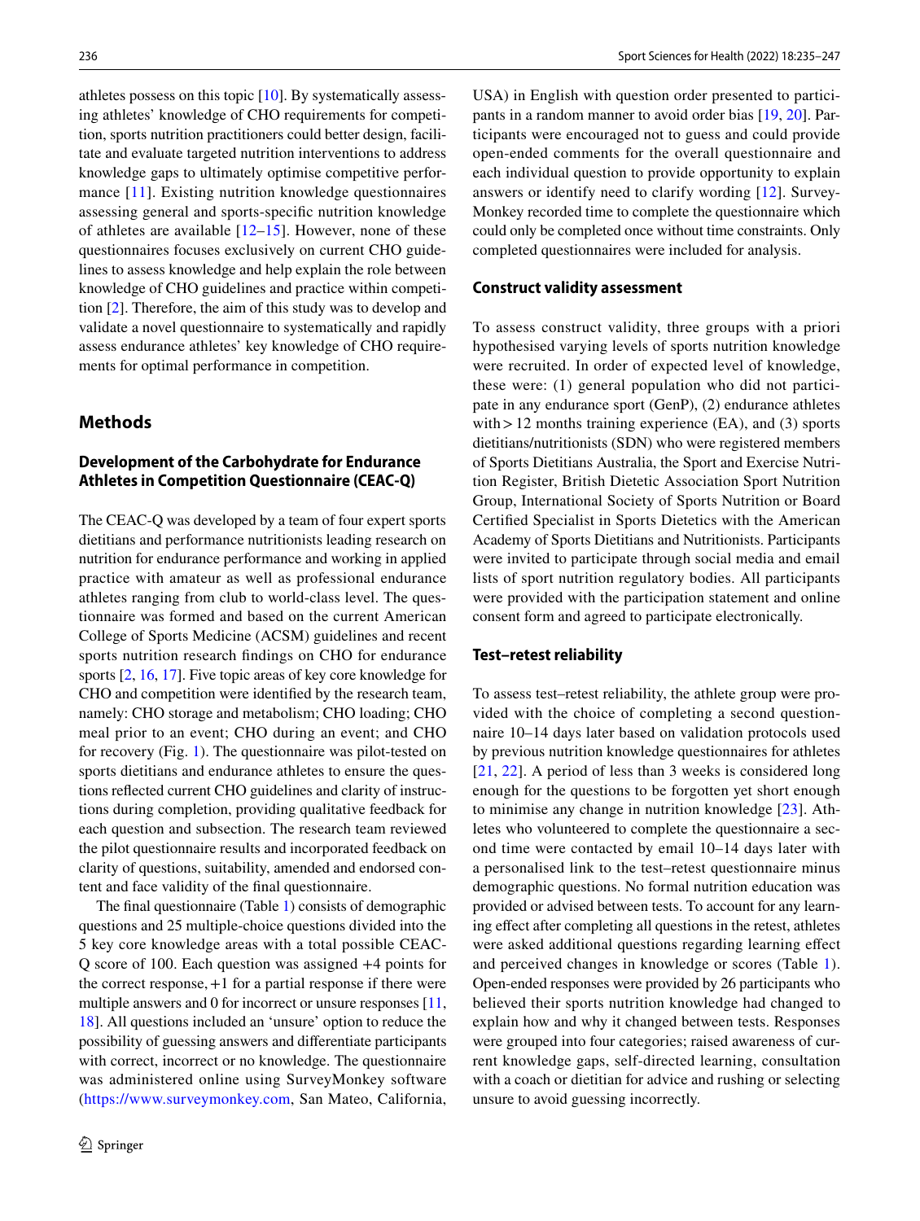athletes possess on this topic [10]. By systematically assessing athletes' knowledge of CHO requirements for competition, sports nutrition practitioners could better design, facilitate and evaluate targeted nutrition interventions to address knowledge gaps to ultimately optimise competitive performance [11]. Existing nutrition knowledge questionnaires assessing general and sports-specific nutrition knowledge of athletes are available [12–15]. However, none of these questionnaires focuses exclusively on current CHO guidelines to assess knowledge and help explain the role between knowledge of CHO guidelines and practice within competition [2]. Therefore, the aim of this study was to develop and validate a novel questionnaire to systematically and rapidly assess endurance athletes' key knowledge of CHO requirements for optimal performance in competition.

## Methods

### Development of the Carbohydrate for Endurance Athletes in Competition Questionnaire (CEAC-Q)

The CEAC-Q was developed by a team of four expert sports dietitians and performance nutritionists leading research on nutrition for endurance performance and working in applied practice with amateur as well as professional endurance athletes ranging from club to world-class level. The questionnaire was formed and based on the current American College of Sports Medicine (ACSM) guidelines and recent sports nutrition research findings on CHO for endurance sports [2, 16, 17]. Five topic areas of key core knowledge for CHO and competition were identified by the research team, namely: CHO storage and metabolism; CHO loading; CHO meal prior to an event; CHO during an event; and CHO for recovery (Fig. 1). The questionnaire was pilot-tested on sports dietitians and endurance athletes to ensure the questions reflected current CHO guidelines and clarity of instructions during completion, providing qualitative feedback for each question and subsection. The research team reviewed the pilot questionnaire results and incorporated feedback on clarity of questions, suitability, amended and endorsed content and face validity of the final questionnaire.

The final questionnaire (Table 1) consists of demographic questions and 25 multiple-choice questions divided into the 5 key core knowledge areas with a total possible CEAC-Q score of 100. Each question was assigned +4 points for the correct response, +1 for a partial response if there were multiple answers and 0 for incorrect or unsure responses [11, 18]. All questions included an 'unsure' option to reduce the possibility of guessing answers and differentiate participants with correct, incorrect or no knowledge. The questionnaire was administered online using SurveyMonkey software (https://www.surveymonkey.com, San Mateo, California, USA) in English with question order presented to participants in a random manner to avoid order bias [19, 20]. Participants were encouraged not to guess and could provide open-ended comments for the overall questionnaire and each individual question to provide opportunity to explain answers or identify need to clarify wording [12]. SurveyMonkey recorded time to complete the questionnaire which could only be completed once without time constraints. Only completed questionnaires were included for analysis.

### Construct validity assessment

To assess construct validity, three groups with a priori hypothesised varying levels of sports nutrition knowledge were recruited. In order of expected level of knowledge, these were: (1) general population who did not participate in any endurance sport (GenP), (2) endurance athletes with > 12 months training experience (EA), and (3) sports dietitians/nutritionists (SDN) who were registered members of Sports Dietitians Australia, the Sport and Exercise Nutrition Register, British Dietetic Association Sport Nutrition Group, International Society of Sports Nutrition or Board Certified Specialist in Sports Dietetics with the American Academy of Sports Dietitians and Nutritionists. Participants were invited to participate through social media and email lists of sport nutrition regulatory bodies. All participants were provided with the participation statement and online consent form and agreed to participate electronically.

### Test–retest reliability

To assess test–retest reliability, the athlete group were provided with the choice of completing a second questionnaire 10–14 days later based on validation protocols used by previous nutrition knowledge questionnaires for athletes [21, 22]. A period of less than 3 weeks is considered long enough for the questions to be forgotten yet short enough to minimise any change in nutrition knowledge [23]. Athletes who volunteered to complete the questionnaire a second time were contacted by email 10–14 days later with a personalised link to the test–retest questionnaire minus demographic questions. No formal nutrition education was provided or advised between tests. To account for any learning effect after completing all questions in the retest, athletes were asked additional questions regarding learning effect and perceived changes in knowledge or scores (Table 1). Open-ended responses were provided by 26 participants who believed their sports nutrition knowledge had changed to explain how and why it changed between tests. Responses were grouped into four categories; raised awareness of current knowledge gaps, self-directed learning, consultation with a coach or dietitian for advice and rushing or selecting unsure to avoid guessing incorrectly.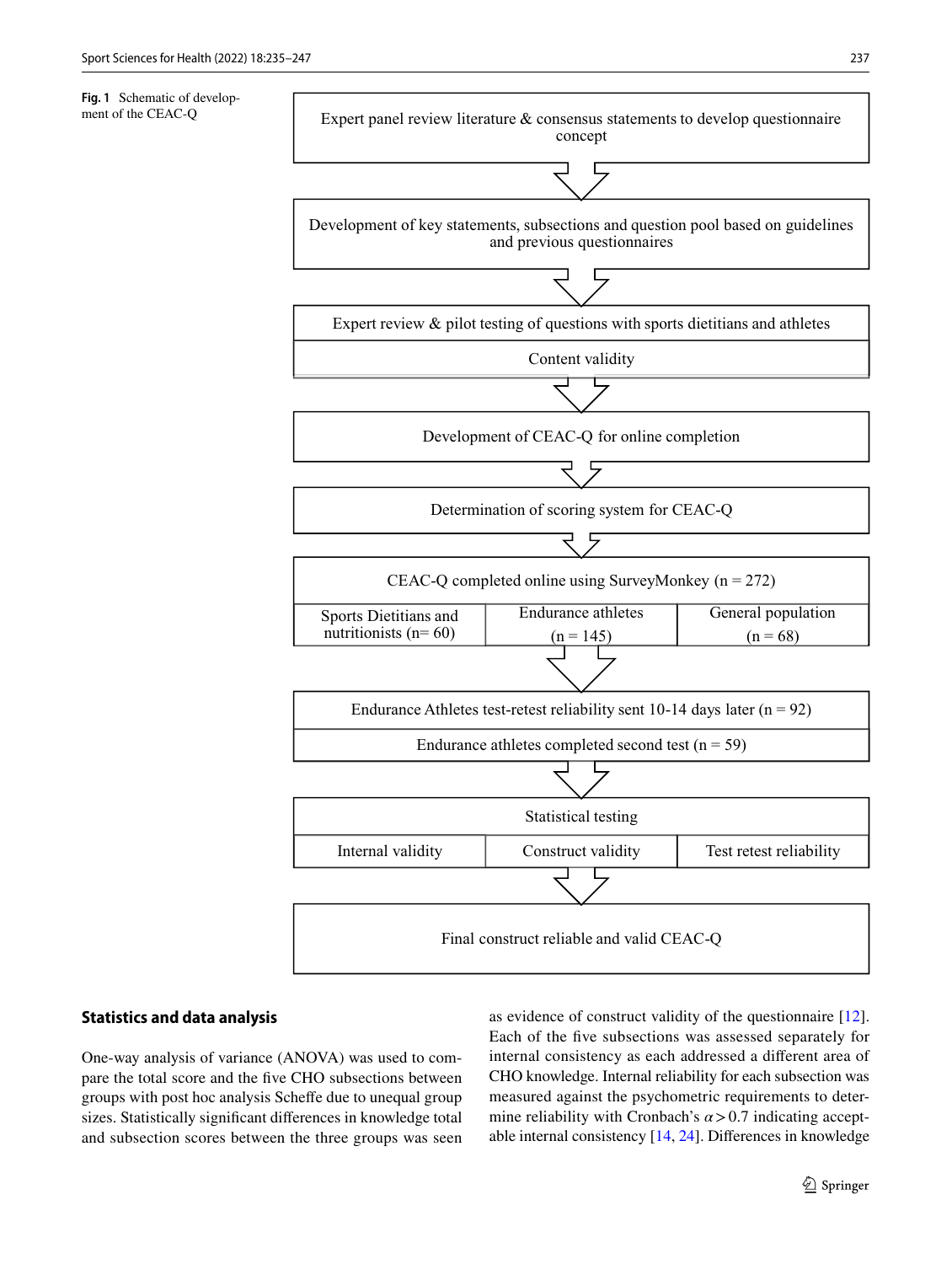**Fig. 1** Schematic of development of the CEAC-Q

Expert panel review literature & consensus statements to develop questionnaire concept

↓

Development of key statements, subsections and question pool based on guidelines and previous questionnaires

↓

Expert review & pilot testing of questions with sports dietitians and athletes

Content validity

↓

Development of CEAC-Q for online completion

↓

Determination of scoring system for CEAC-Q

↓

CEAC-Q completed online using SurveyMonkey (n = 272)

| Sports Dietitians and nutritionists (n= 60) | Endurance athletes (n = 145) | General population (n = 68) |
| --- | --- | --- |

↓

Endurance Athletes test-retest reliability sent 10-14 days later (n = 92)

Endurance athletes completed second test (n = 59)

↓

Statistical testing

| Internal validity | Construct validity | Test retest reliability |
| --- | --- | --- |

↓

Final construct reliable and valid CEAC-Q

## Statistics and data analysis

One-way analysis of variance (ANOVA) was used to compare the total score and the five CHO subsections between groups with post hoc analysis Scheffe due to unequal group sizes. Statistically significant differences in knowledge total and subsection scores between the three groups was seen as evidence of construct validity of the questionnaire [12]. Each of the five subsections was assessed separately for internal consistency as each addressed a different area of CHO knowledge. Internal reliability for each subsection was measured against the psychometric requirements to determine reliability with Cronbach's $\alpha > 0.7$ indicating acceptable internal consistency [14, 24]. Differences in knowledge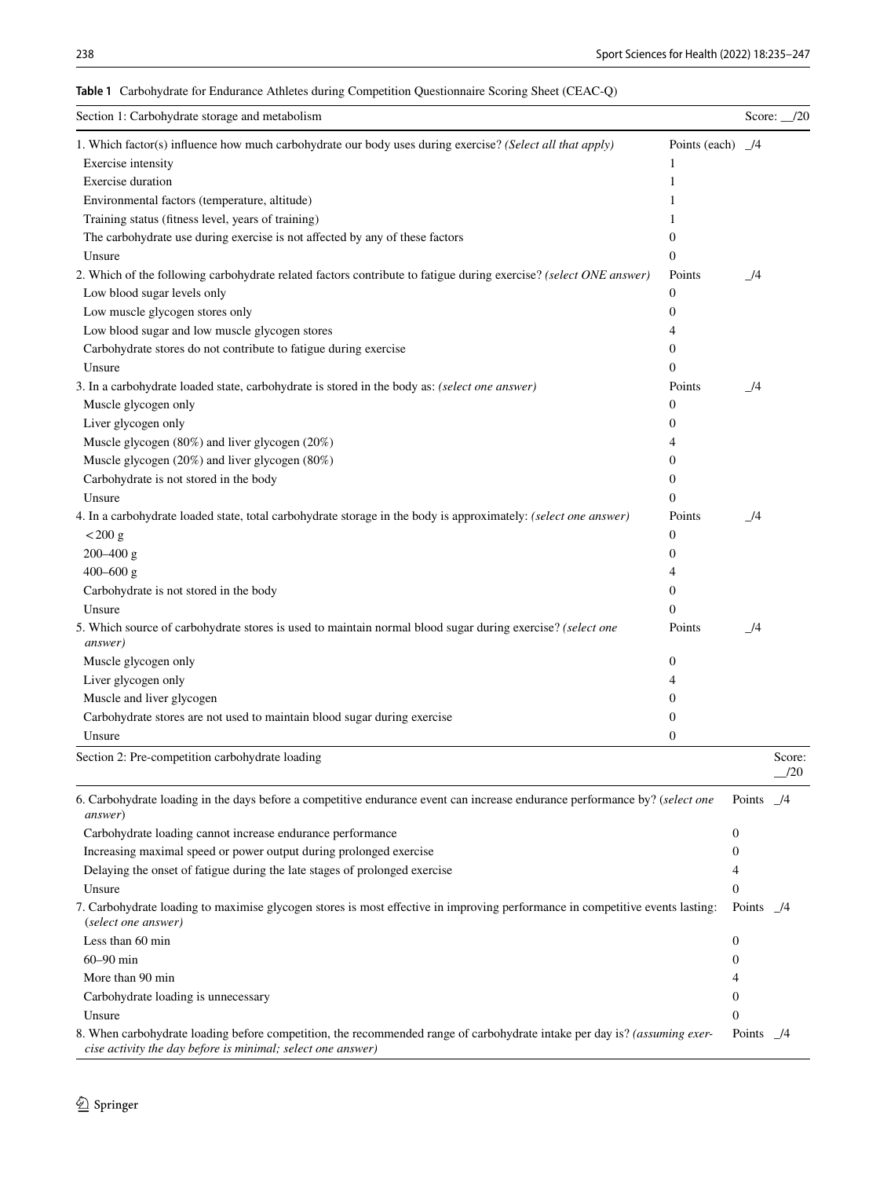**Table 1** Carbohydrate for Endurance Athletes during Competition Questionnaire Scoring Sheet (CEAC-Q)

| Section 1: Carbohydrate storage and metabolism | | Score: __/20 |
|---|---|---|
| 1. Which factor(s) influence how much carbohydrate our body uses during exercise? *(Select all that apply)* | Points (each) | _/4 |
| Exercise intensity | 1 | |
| Exercise duration | 1 | |
| Environmental factors (temperature, altitude) | 1 | |
| Training status (fitness level, years of training) | 1 | |
| The carbohydrate use during exercise is not affected by any of these factors | 0 | |
| Unsure | 0 | |
| 2. Which of the following carbohydrate related factors contribute to fatigue during exercise? *(select ONE answer)* | Points | _/4 |
| Low blood sugar levels only | 0 | |
| Low muscle glycogen stores only | 0 | |
| Low blood sugar and low muscle glycogen stores | 4 | |
| Carbohydrate stores do not contribute to fatigue during exercise | 0 | |
| Unsure | 0 | |
| 3. In a carbohydrate loaded state, carbohydrate is stored in the body as: *(select one answer)* | Points | _/4 |
| Muscle glycogen only | 0 | |
| Liver glycogen only | 0 | |
| Muscle glycogen (80%) and liver glycogen (20%) | 4 | |
| Muscle glycogen (20%) and liver glycogen (80%) | 0 | |
| Carbohydrate is not stored in the body | 0 | |
| Unsure | 0 | |
| 4. In a carbohydrate loaded state, total carbohydrate storage in the body is approximately: *(select one answer)* | Points | _/4 |
| < 200 g | 0 | |
| 200–400 g | 0 | |
| 400–600 g | 4 | |
| Carbohydrate is not stored in the body | 0 | |
| Unsure | 0 | |
| 5. Which source of carbohydrate stores is used to maintain normal blood sugar during exercise? *(select one answer)* | Points | _/4 |
| Muscle glycogen only | 0 | |
| Liver glycogen only | 4 | |
| Muscle and liver glycogen | 0 | |
| Carbohydrate stores are not used to maintain blood sugar during exercise | 0 | |
| Unsure | 0 | |
| Section 2: Pre-competition carbohydrate loading | | Score: __/20 |
| 6. Carbohydrate loading in the days before a competitive endurance event can increase endurance performance by? (*select one answer*) | Points | _/4 |
| Carbohydrate loading cannot increase endurance performance | 0 | |
| Increasing maximal speed or power output during prolonged exercise | 0 | |
| Delaying the onset of fatigue during the late stages of prolonged exercise | 4 | |
| Unsure | 0 | |
| 7. Carbohydrate loading to maximise glycogen stores is most effective in improving performance in competitive events lasting: (*select one answer*) | Points | _/4 |
| Less than 60 min | 0 | |
| 60–90 min | 0 | |
| More than 90 min | 4 | |
| Carbohydrate loading is unnecessary | 0 | |
| Unsure | 0 | |
| 8. When carbohydrate loading before competition, the recommended range of carbohydrate intake per day is? *(assuming exercise activity the day before is minimal; select one answer)* | Points | _/4 |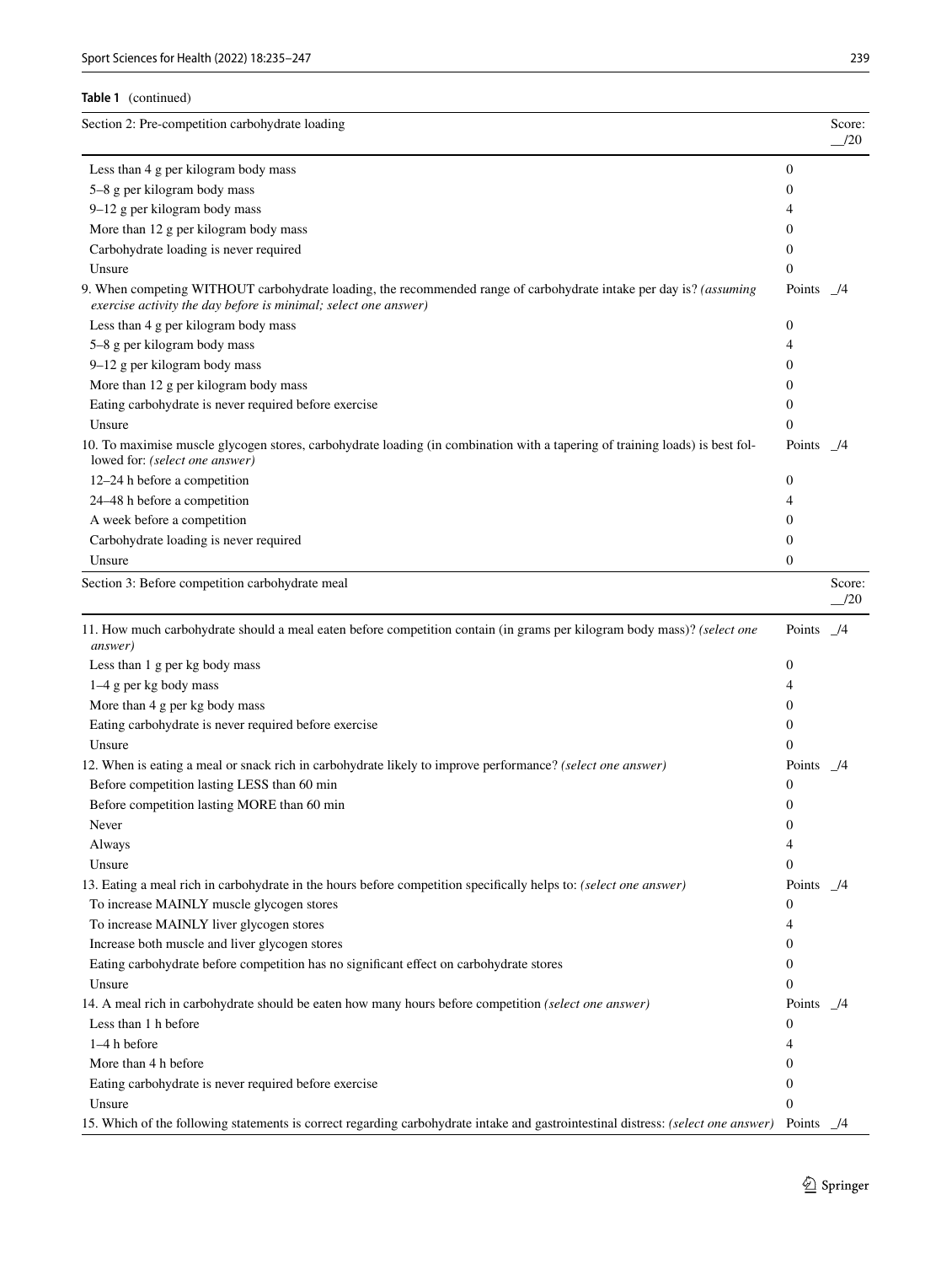**Table 1** (continued)

| Section 2: Pre-competition carbohydrate loading | | Score: __/20 |
|---|---|---|
| Less than 4 g per kilogram body mass | 0 | |
| 5–8 g per kilogram body mass | 0 | |
| 9–12 g per kilogram body mass | 4 | |
| More than 12 g per kilogram body mass | 0 | |
| Carbohydrate loading is never required | 0 | |
| Unsure | 0 | |
| 9. When competing WITHOUT carbohydrate loading, the recommended range of carbohydrate intake per day is? *(assuming exercise activity the day before is minimal; select one answer)* | Points | _/4 |
| Less than 4 g per kilogram body mass | 0 | |
| 5–8 g per kilogram body mass | 4 | |
| 9–12 g per kilogram body mass | 0 | |
| More than 12 g per kilogram body mass | 0 | |
| Eating carbohydrate is never required before exercise | 0 | |
| Unsure | 0 | |
| 10. To maximise muscle glycogen stores, carbohydrate loading (in combination with a tapering of training loads) is best followed for: *(select one answer)* | Points | _/4 |
| 12–24 h before a competition | 0 | |
| 24–48 h before a competition | 4 | |
| A week before a competition | 0 | |
| Carbohydrate loading is never required | 0 | |
| Unsure | 0 | |
| **Section 3: Before competition carbohydrate meal** | | **Score: __/20** |
| 11. How much carbohydrate should a meal eaten before competition contain (in grams per kilogram body mass)? *(select one answer)* | Points | _/4 |
| Less than 1 g per kg body mass | 0 | |
| 1–4 g per kg body mass | 4 | |
| More than 4 g per kg body mass | 0 | |
| Eating carbohydrate is never required before exercise | 0 | |
| Unsure | 0 | |
| 12. When is eating a meal or snack rich in carbohydrate likely to improve performance? *(select one answer)* | Points | _/4 |
| Before competition lasting LESS than 60 min | 0 | |
| Before competition lasting MORE than 60 min | 0 | |
| Never | 0 | |
| Always | 4 | |
| Unsure | 0 | |
| 13. Eating a meal rich in carbohydrate in the hours before competition specifically helps to: *(select one answer)* | Points | _/4 |
| To increase MAINLY muscle glycogen stores | 0 | |
| To increase MAINLY liver glycogen stores | 4 | |
| Increase both muscle and liver glycogen stores | 0 | |
| Eating carbohydrate before competition has no significant effect on carbohydrate stores | 0 | |
| Unsure | 0 | |
| 14. A meal rich in carbohydrate should be eaten how many hours before competition *(select one answer)* | Points | _/4 |
| Less than 1 h before | 0 | |
| 1–4 h before | 4 | |
| More than 4 h before | 0 | |
| Eating carbohydrate is never required before exercise | 0 | |
| Unsure | 0 | |
| 15. Which of the following statements is correct regarding carbohydrate intake and gastrointestinal distress: *(select one answer)* | Points | _/4 |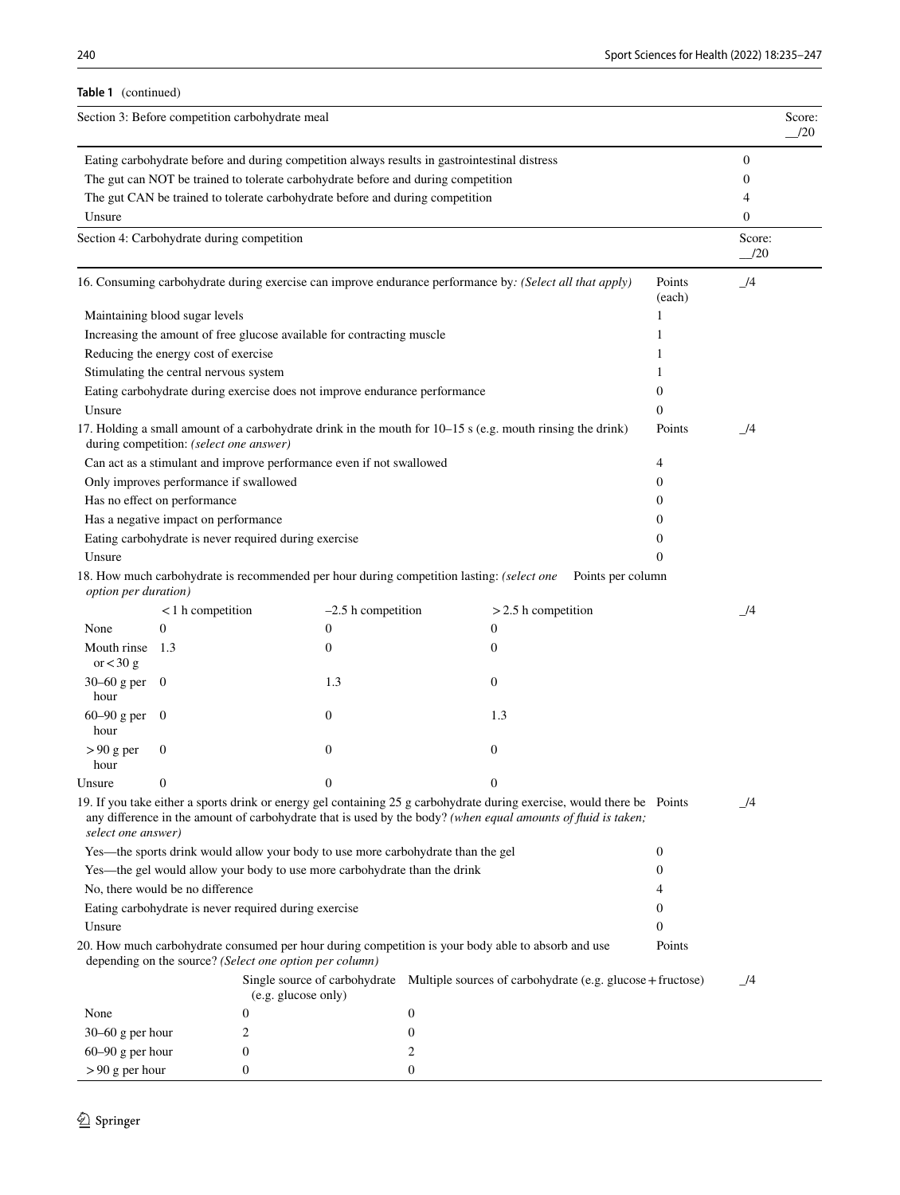**Table 1** (continued)

| Section 3: Before competition carbohydrate meal | | Score: __/20 |
|---|---|---|
| Eating carbohydrate before and during competition always results in gastrointestinal distress | 0 | |
| The gut can NOT be trained to tolerate carbohydrate before and during competition | 0 | |
| The gut CAN be trained to tolerate carbohydrate before and during competition | 4 | |
| Unsure | 0 | |

| Section 4: Carbohydrate during competition | | Score: __/20 |
|---|---|---|
| 16. Consuming carbohydrate during exercise can improve endurance performance by*: (Select all that apply)* | Points (each) | _/4 |
| Maintaining blood sugar levels | 1 | |
| Increasing the amount of free glucose available for contracting muscle | 1 | |
| Reducing the energy cost of exercise | 1 | |
| Stimulating the central nervous system | 1 | |
| Eating carbohydrate during exercise does not improve endurance performance | 0 | |
| Unsure | 0 | |
| 17. Holding a small amount of a carbohydrate drink in the mouth for 10–15 s (e.g. mouth rinsing the drink) during competition: *(select one answer)* | Points | _/4 |
| Can act as a stimulant and improve performance even if not swallowed | 4 | |
| Only improves performance if swallowed | 0 | |
| Has no effect on performance | 0 | |
| Has a negative impact on performance | 0 | |
| Eating carbohydrate is never required during exercise | 0 | |
| Unsure | 0 | |

18. How much carbohydrate is recommended per hour during competition lasting: *(select one option per duration)* — Points per column

| | < 1 h competition | –2.5 h competition | > 2.5 h competition | _/4 |
|---|---|---|---|---|
| None | 0 | 0 | 0 | |
| Mouth rinse or < 30 g | 1.3 | 0 | 0 | |
| 30–60 g per hour | 0 | 1.3 | 0 | |
| 60–90 g per hour | 0 | 0 | 1.3 | |
| > 90 g per hour | 0 | 0 | 0 | |
| Unsure | 0 | 0 | 0 | |

| 19. If you take either a sports drink or energy gel containing 25 g carbohydrate during exercise, would there be any difference in the amount of carbohydrate that is used by the body? *(when equal amounts of fluid is taken; select one answer)* | Points | _/4 |
|---|---|---|
| Yes—the sports drink would allow your body to use more carbohydrate than the gel | 0 | |
| Yes—the gel would allow your body to use more carbohydrate than the drink | 0 | |
| No, there would be no difference | 4 | |
| Eating carbohydrate is never required during exercise | 0 | |
| Unsure | 0 | |

20. How much carbohydrate consumed per hour during competition is your body able to absorb and use depending on the source? *(Select one option per column)* — Points

| | Single source of carbohydrate (e.g. glucose only) | Multiple sources of carbohydrate (e.g. glucose + fructose) | _/4 |
|---|---|---|---|
| None | 0 | 0 | |
| 30–60 g per hour | 2 | 0 | |
| 60–90 g per hour | 0 | 2 | |
| > 90 g per hour | 0 | 0 | |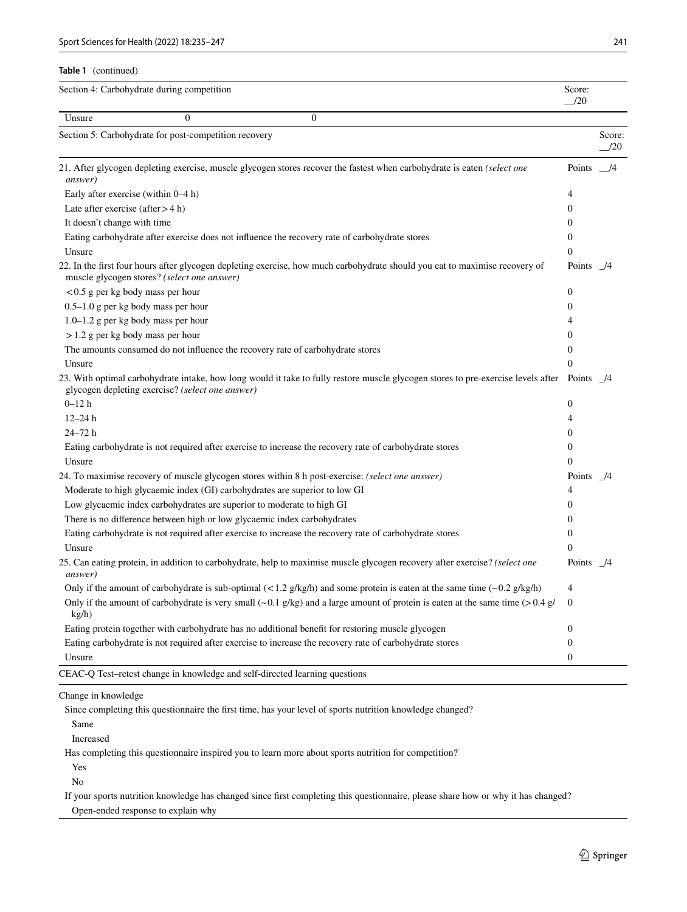**Table 1** (continued)

| Section 4: Carbohydrate during competition | | | Score: __/20 |
|---|---|---|---|
| Unsure | 0 | 0 | |

| Section 5: Carbohydrate for post-competition recovery | Score: __/20 |
|---|---|
| 21. After glycogen depleting exercise, muscle glycogen stores recover the fastest when carbohydrate is eaten *(select one answer)* | Points __/4 |
| Early after exercise (within 0–4 h) | 4 |
| Late after exercise (after > 4 h) | 0 |
| It doesn't change with time | 0 |
| Eating carbohydrate after exercise does not influence the recovery rate of carbohydrate stores | 0 |
| Unsure | 0 |
| 22. In the first four hours after glycogen depleting exercise, how much carbohydrate should you eat to maximise recovery of muscle glycogen stores? *(select one answer)* | Points _/4 |
| < 0.5 g per kg body mass per hour | 0 |
| 0.5–1.0 g per kg body mass per hour | 0 |
| 1.0–1.2 g per kg body mass per hour | 4 |
| > 1.2 g per kg body mass per hour | 0 |
| The amounts consumed do not influence the recovery rate of carbohydrate stores | 0 |
| Unsure | 0 |
| 23. With optimal carbohydrate intake, how long would it take to fully restore muscle glycogen stores to pre-exercise levels after glycogen depleting exercise? *(select one answer)* | Points _/4 |
| 0–12 h | 0 |
| 12–24 h | 4 |
| 24–72 h | 0 |
| Eating carbohydrate is not required after exercise to increase the recovery rate of carbohydrate stores | 0 |
| Unsure | 0 |
| 24. To maximise recovery of muscle glycogen stores within 8 h post-exercise: *(select one answer)* | Points _/4 |
| Moderate to high glycaemic index (GI) carbohydrates are superior to low GI | 4 |
| Low glycaemic index carbohydrates are superior to moderate to high GI | 0 |
| There is no difference between high or low glycaemic index carbohydrates | 0 |
| Eating carbohydrate is not required after exercise to increase the recovery rate of carbohydrate stores | 0 |
| Unsure | 0 |
| 25. Can eating protein, in addition to carbohydrate, help to maximise muscle glycogen recovery after exercise? *(select one answer)* | Points _/4 |
| Only if the amount of carbohydrate is sub-optimal (< 1.2 g/kg/h) and some protein is eaten at the same time (~ 0.2 g/kg/h) | 4 |
| Only if the amount of carbohydrate is very small (~ 0.1 g/kg) and a large amount of protein is eaten at the same time (> 0.4 g/kg/h) | 0 |
| Eating protein together with carbohydrate has no additional benefit for restoring muscle glycogen | 0 |
| Eating carbohydrate is not required after exercise to increase the recovery rate of carbohydrate stores | 0 |
| Unsure | 0 |

| CEAC-Q Test–retest change in knowledge and self-directed learning questions |
|---|
| Change in knowledge |
| Since completing this questionnaire the first time, has your level of sports nutrition knowledge changed? |
| Same |
| Increased |
| Has completing this questionnaire inspired you to learn more about sports nutrition for competition? |
| Yes |
| No |
| If your sports nutrition knowledge has changed since first completing this questionnaire, please share how or why it has changed? |
| Open-ended response to explain why |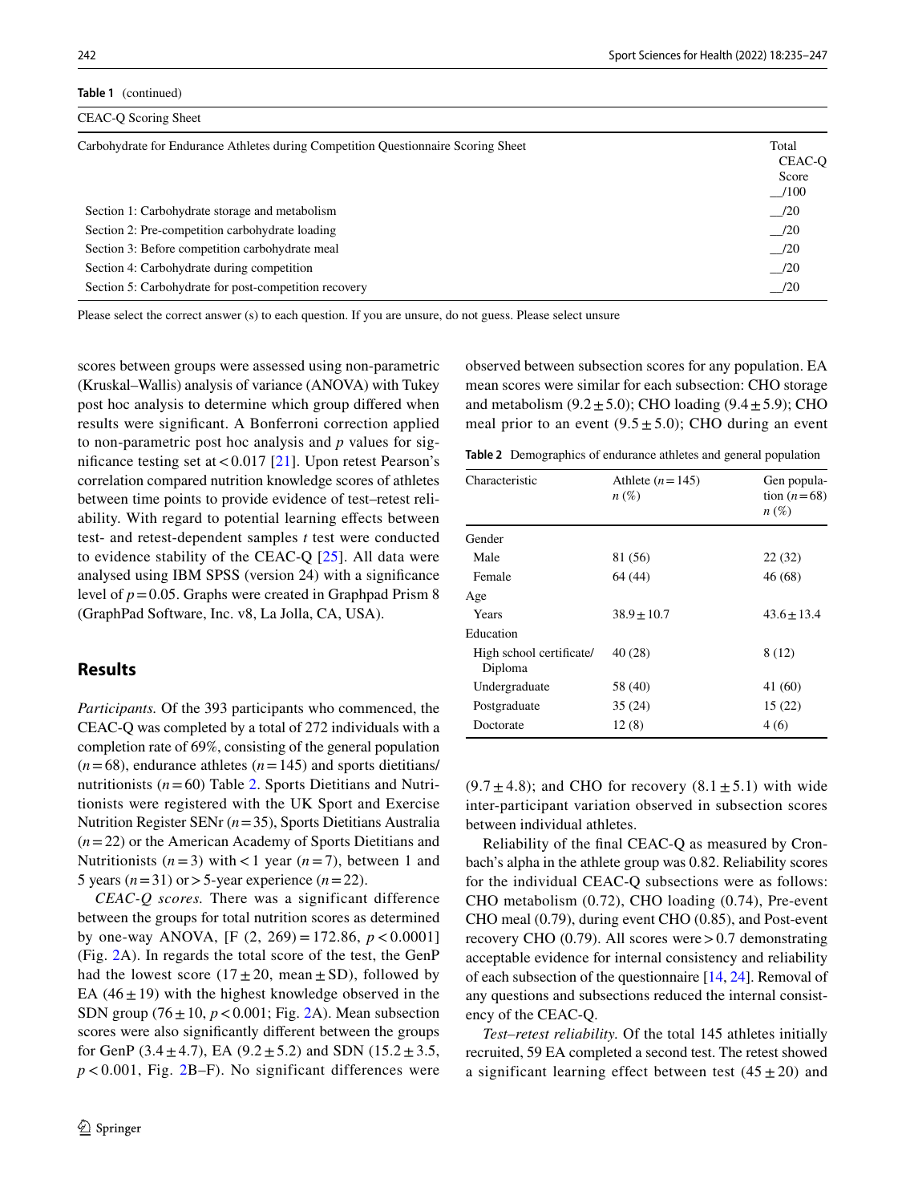**Table 1** (continued)

| CEAC-Q Scoring Sheet | |
|---|---|
| Carbohydrate for Endurance Athletes during Competition Questionnaire Scoring Sheet | Total CEAC-Q Score __/100 |
| Section 1: Carbohydrate storage and metabolism | __/20 |
| Section 2: Pre-competition carbohydrate loading | __/20 |
| Section 3: Before competition carbohydrate meal | __/20 |
| Section 4: Carbohydrate during competition | __/20 |
| Section 5: Carbohydrate for post-competition recovery | __/20 |

Please select the correct answer (s) to each question. If you are unsure, do not guess. Please select unsure

scores between groups were assessed using non-parametric (Kruskal–Wallis) analysis of variance (ANOVA) with Tukey post hoc analysis to determine which group differed when results were significant. A Bonferroni correction applied to non-parametric post hoc analysis and $p$ values for significance testing set at $< 0.017$ [21]. Upon retest Pearson's correlation compared nutrition knowledge scores of athletes between time points to provide evidence of test–retest reliability. With regard to potential learning effects between test- and retest-dependent samples $t$ test were conducted to evidence stability of the CEAC-Q [25]. All data were analysed using IBM SPSS (version 24) with a significance level of $p = 0.05$. Graphs were created in Graphpad Prism 8 (GraphPad Software, Inc. v8, La Jolla, CA, USA).

## Results

*Participants.* Of the 393 participants who commenced, the CEAC-Q was completed by a total of 272 individuals with a completion rate of 69%, consisting of the general population ($n = 68$), endurance athletes ($n = 145$) and sports dietitians/nutritionists ($n = 60$) Table 2. Sports Dietitians and Nutritionists were registered with the UK Sport and Exercise Nutrition Register SENr ($n = 35$), Sports Dietitians Australia ($n = 22$) or the American Academy of Sports Dietitians and Nutritionists ($n = 3$) with < 1 year ($n = 7$), between 1 and 5 years ($n = 31$) or > 5-year experience ($n = 22$).

*CEAC-Q scores.* There was a significant difference between the groups for total nutrition scores as determined by one-way ANOVA, [$F$ (2, 269) = 172.86, $p < 0.0001$] (Fig. 2A). In regards the total score of the test, the GenP had the lowest score (17 ± 20, mean ± SD), followed by EA (46 ± 19) with the highest knowledge observed in the SDN group (76 ± 10, $p < 0.001$; Fig. 2A). Mean subsection scores were also significantly different between the groups for GenP (3.4 ± 4.7), EA (9.2 ± 5.2) and SDN (15.2 ± 3.5, $p < 0.001$, Fig. 2B–F). No significant differences were observed between subsection scores for any population. EA mean scores were similar for each subsection: CHO storage and metabolism (9.2 ± 5.0); CHO loading (9.4 ± 5.9); CHO meal prior to an event (9.5 ± 5.0); CHO during an event (9.7 ± 4.8); and CHO for recovery (8.1 ± 5.1) with wide inter-participant variation observed in subsection scores between individual athletes.

**Table 2** Demographics of endurance athletes and general population

| Characteristic | Athlete ($n = 145$) $n$ (%) | Gen population ($n = 68$) $n$ (%) |
|---|---|---|
| Gender | | |
| Male | 81 (56) | 22 (32) |
| Female | 64 (44) | 46 (68) |
| Age | | |
| Years | 38.9 ± 10.7 | 43.6 ± 13.4 |
| Education | | |
| High school certificate/Diploma | 40 (28) | 8 (12) |
| Undergraduate | 58 (40) | 41 (60) |
| Postgraduate | 35 (24) | 15 (22) |
| Doctorate | 12 (8) | 4 (6) |

Reliability of the final CEAC-Q as measured by Cronbach's alpha in the athlete group was 0.82. Reliability scores for the individual CEAC-Q subsections were as follows: CHO metabolism (0.72), CHO loading (0.74), Pre-event CHO meal (0.79), during event CHO (0.85), and Post-event recovery CHO (0.79). All scores were > 0.7 demonstrating acceptable evidence for internal consistency and reliability of each subsection of the questionnaire [14, 24]. Removal of any questions and subsections reduced the internal consistency of the CEAC-Q.

*Test–retest reliability.* Of the total 145 athletes initially recruited, 59 EA completed a second test. The retest showed a significant learning effect between test (45 ± 20) and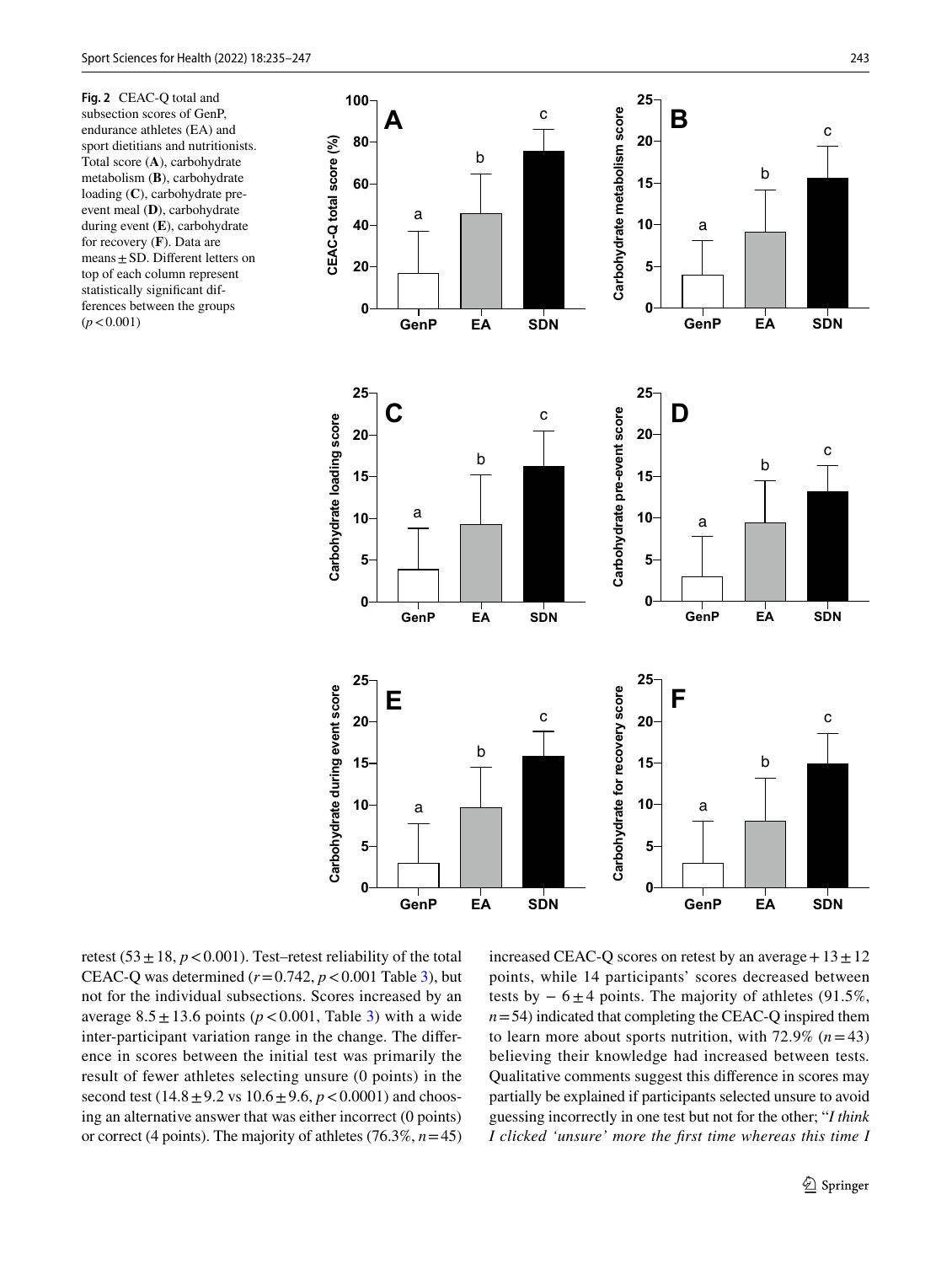**Fig. 2** CEAC-Q total and subsection scores of GenP, endurance athletes (EA) and sport dietitians and nutritionists. Total score (**A**), carbohydrate metabolism (**B**), carbohydrate loading (**C**), carbohydrate pre-event meal (**D**), carbohydrate during event (**E**), carbohydrate for recovery (**F**). Data are means ± SD. Different letters on top of each column represent statistically significant differences between the groups ($p < 0.001$)

retest ($53 \pm 18$, $p < 0.001$). Test–retest reliability of the total CEAC-Q was determined ($r = 0.742$, $p < 0.001$ Table 3), but not for the individual subsections. Scores increased by an average $8.5 \pm 13.6$ points ($p < 0.001$, Table 3) with a wide inter-participant variation range in the change. The difference in scores between the initial test was primarily the result of fewer athletes selecting unsure (0 points) in the second test ($14.8 \pm 9.2$ vs $10.6 \pm 9.6$, $p < 0.0001$) and choosing an alternative answer that was either incorrect (0 points) or correct (4 points). The majority of athletes (76.3%, $n = 45$) increased CEAC-Q scores on retest by an average $+ 13 \pm 12$ points, while 14 participants' scores decreased between tests by $- 6 \pm 4$ points. The majority of athletes (91.5%, $n = 54$) indicated that completing the CEAC-Q inspired them to learn more about sports nutrition, with 72.9% ($n = 43$) believing their knowledge had increased between tests. Qualitative comments suggest this difference in scores may partially be explained if participants selected unsure to avoid guessing incorrectly in one test but not for the other; "*I think I clicked 'unsure' more the first time whereas this time I*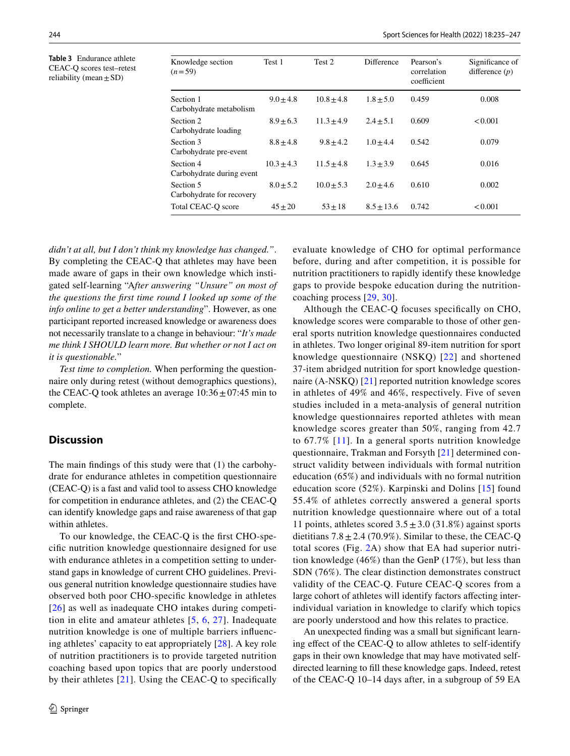**Table 3** Endurance athlete CEAC-Q scores test–retest reliability (mean ± SD)

| Knowledge section (n = 59) | Test 1 | Test 2 | Difference | Pearson's correlation coefficient | Significance of difference (p) |
|---|---|---|---|---|---|
| Section 1 Carbohydrate metabolism | 9.0 ± 4.8 | 10.8 ± 4.8 | 1.8 ± 5.0 | 0.459 | 0.008 |
| Section 2 Carbohydrate loading | 8.9 ± 6.3 | 11.3 ± 4.9 | 2.4 ± 5.1 | 0.609 | < 0.001 |
| Section 3 Carbohydrate pre-event | 8.8 ± 4.8 | 9.8 ± 4.2 | 1.0 ± 4.4 | 0.542 | 0.079 |
| Section 4 Carbohydrate during event | 10.3 ± 4.3 | 11.5 ± 4.8 | 1.3 ± 3.9 | 0.645 | 0.016 |
| Section 5 Carbohydrate for recovery | 8.0 ± 5.2 | 10.0 ± 5.3 | 2.0 ± 4.6 | 0.610 | 0.002 |
| Total CEAC-Q score | 45 ± 20 | 53 ± 18 | 8.5 ± 13.6 | 0.742 | < 0.001 |

*didn't at all, but I don't think my knowledge has changed."*. By completing the CEAC-Q that athletes may have been made aware of gaps in their own knowledge which instigated self-learning "A*fter answering "Unsure" on most of the questions the first time round I looked up some of the info online to get a better understanding*". However, as one participant reported increased knowledge or awareness does not necessarily translate to a change in behaviour: "*It's made me think I SHOULD learn more. But whether or not I act on it is questionable.*"

*Test time to completion.* When performing the questionnaire only during retest (without demographics questions), the CEAC-Q took athletes an average 10:36 ± 07:45 min to complete.

## Discussion

The main findings of this study were that (1) the carbohydrate for endurance athletes in competition questionnaire (CEAC-Q) is a fast and valid tool to assess CHO knowledge for competition in endurance athletes, and (2) the CEAC-Q can identify knowledge gaps and raise awareness of that gap within athletes.

To our knowledge, the CEAC-Q is the first CHO-specific nutrition knowledge questionnaire designed for use with endurance athletes in a competition setting to understand gaps in knowledge of current CHO guidelines. Previous general nutrition knowledge questionnaire studies have observed both poor CHO-specific knowledge in athletes [26] as well as inadequate CHO intakes during competition in elite and amateur athletes [5, 6, 27]. Inadequate nutrition knowledge is one of multiple barriers influencing athletes' capacity to eat appropriately [28]. A key role of nutrition practitioners is to provide targeted nutrition coaching based upon topics that are poorly understood by their athletes [21]. Using the CEAC-Q to specifically evaluate knowledge of CHO for optimal performance before, during and after competition, it is possible for nutrition practitioners to rapidly identify these knowledge gaps to provide bespoke education during the nutrition-coaching process [29, 30].

Although the CEAC-Q focuses specifically on CHO, knowledge scores were comparable to those of other general sports nutrition knowledge questionnaires conducted in athletes. Two longer original 89-item nutrition for sport knowledge questionnaire (NSKQ) [22] and shortened 37-item abridged nutrition for sport knowledge questionnaire (A-NSKQ) [21] reported nutrition knowledge scores in athletes of 49% and 46%, respectively. Five of seven studies included in a meta-analysis of general nutrition knowledge questionnaires reported athletes with mean knowledge scores greater than 50%, ranging from 42.7 to 67.7% [11]. In a general sports nutrition knowledge questionnaire, Trakman and Forsyth [21] determined construct validity between individuals with formal nutrition education (65%) and individuals with no formal nutrition education score (52%). Karpinski and Dolins [15] found 55.4% of athletes correctly answered a general sports nutrition knowledge questionnaire where out of a total 11 points, athletes scored 3.5 ± 3.0 (31.8%) against sports dietitians 7.8 ± 2.4 (70.9%). Similar to these, the CEAC-Q total scores (Fig. 2A) show that EA had superior nutrition knowledge (46%) than the GenP (17%), but less than SDN (76%). The clear distinction demonstrates construct validity of the CEAC-Q. Future CEAC-Q scores from a large cohort of athletes will identify factors affecting inter-individual variation in knowledge to clarify which topics are poorly understood and how this relates to practice.

An unexpected finding was a small but significant learning effect of the CEAC-Q to allow athletes to self-identify gaps in their own knowledge that may have motivated self-directed learning to fill these knowledge gaps. Indeed, retest of the CEAC-Q 10–14 days after, in a subgroup of 59 EA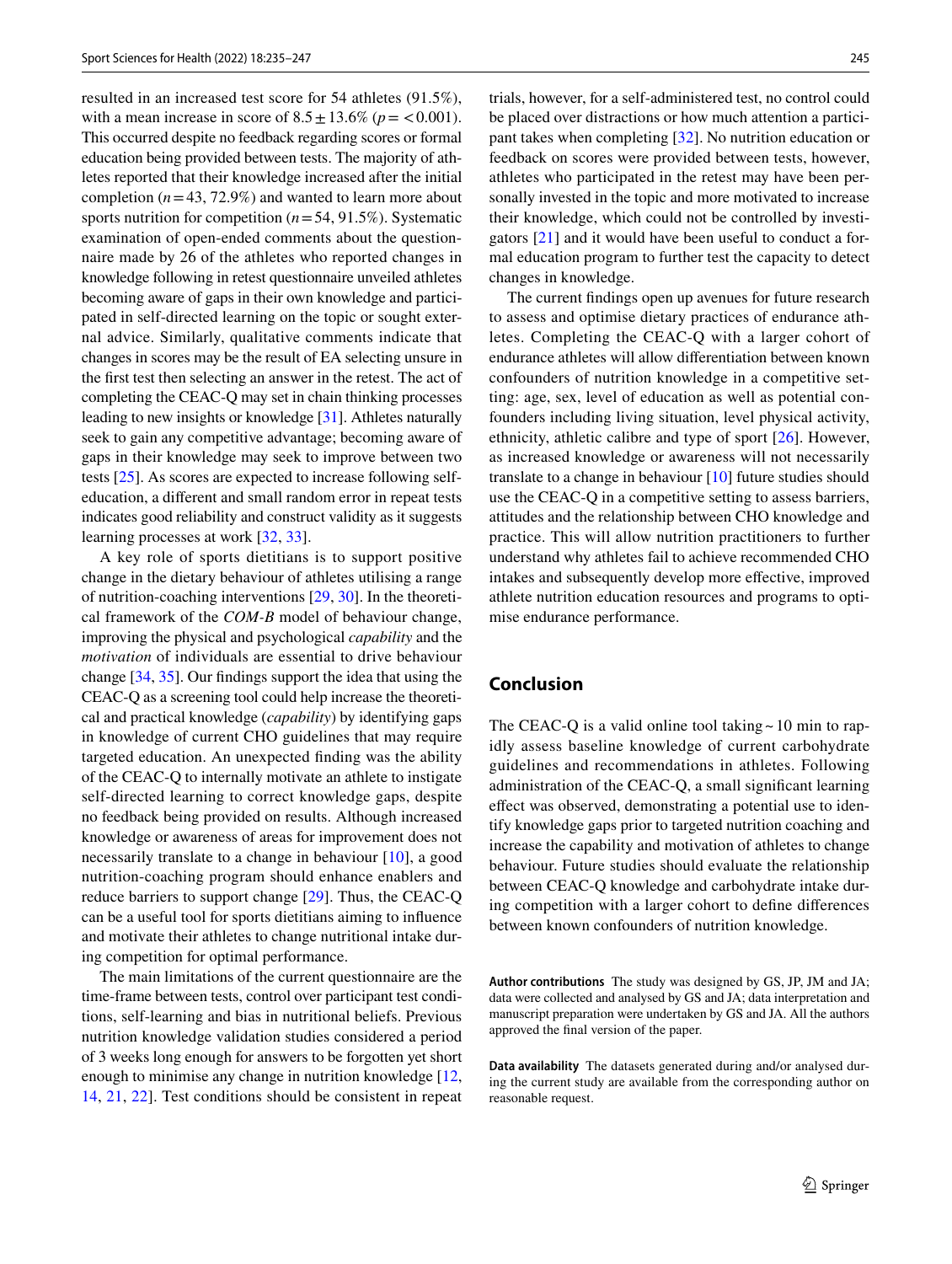resulted in an increased test score for 54 athletes (91.5%), with a mean increase in score of $8.5 \pm 13.6\%$ ($p = < 0.001$). This occurred despite no feedback regarding scores or formal education being provided between tests. The majority of athletes reported that their knowledge increased after the initial completion ($n = 43$, 72.9%) and wanted to learn more about sports nutrition for competition ($n = 54$, 91.5%). Systematic examination of open-ended comments about the questionnaire made by 26 of the athletes who reported changes in knowledge following in retest questionnaire unveiled athletes becoming aware of gaps in their own knowledge and participated in self-directed learning on the topic or sought external advice. Similarly, qualitative comments indicate that changes in scores may be the result of EA selecting unsure in the first test then selecting an answer in the retest. The act of completing the CEAC-Q may set in chain thinking processes leading to new insights or knowledge [31]. Athletes naturally seek to gain any competitive advantage; becoming aware of gaps in their knowledge may seek to improve between two tests [25]. As scores are expected to increase following self-education, a different and small random error in repeat tests indicates good reliability and construct validity as it suggests learning processes at work [32, 33].

A key role of sports dietitians is to support positive change in the dietary behaviour of athletes utilising a range of nutrition-coaching interventions [29, 30]. In the theoretical framework of the *COM-B* model of behaviour change, improving the physical and psychological *capability* and the *motivation* of individuals are essential to drive behaviour change [34, 35]. Our findings support the idea that using the CEAC-Q as a screening tool could help increase the theoretical and practical knowledge (*capability*) by identifying gaps in knowledge of current CHO guidelines that may require targeted education. An unexpected finding was the ability of the CEAC-Q to internally motivate an athlete to instigate self-directed learning to correct knowledge gaps, despite no feedback being provided on results. Although increased knowledge or awareness of areas for improvement does not necessarily translate to a change in behaviour [10], a good nutrition-coaching program should enhance enablers and reduce barriers to support change [29]. Thus, the CEAC-Q can be a useful tool for sports dietitians aiming to influence and motivate their athletes to change nutritional intake during competition for optimal performance.

The main limitations of the current questionnaire are the time-frame between tests, control over participant test conditions, self-learning and bias in nutritional beliefs. Previous nutrition knowledge validation studies considered a period of 3 weeks long enough for answers to be forgotten yet short enough to minimise any change in nutrition knowledge [12, 14, 21, 22]. Test conditions should be consistent in repeat trials, however, for a self-administered test, no control could be placed over distractions or how much attention a participant takes when completing [32]. No nutrition education or feedback on scores were provided between tests, however, athletes who participated in the retest may have been personally invested in the topic and more motivated to increase their knowledge, which could not be controlled by investigators [21] and it would have been useful to conduct a formal education program to further test the capacity to detect changes in knowledge.

The current findings open up avenues for future research to assess and optimise dietary practices of endurance athletes. Completing the CEAC-Q with a larger cohort of endurance athletes will allow differentiation between known confounders of nutrition knowledge in a competitive setting: age, sex, level of education as well as potential confounders including living situation, level physical activity, ethnicity, athletic calibre and type of sport [26]. However, as increased knowledge or awareness will not necessarily translate to a change in behaviour [10] future studies should use the CEAC-Q in a competitive setting to assess barriers, attitudes and the relationship between CHO knowledge and practice. This will allow nutrition practitioners to further understand why athletes fail to achieve recommended CHO intakes and subsequently develop more effective, improved athlete nutrition education resources and programs to optimise endurance performance.

## Conclusion

The CEAC-Q is a valid online tool taking ~ 10 min to rapidly assess baseline knowledge of current carbohydrate guidelines and recommendations in athletes. Following administration of the CEAC-Q, a small significant learning effect was observed, demonstrating a potential use to identify knowledge gaps prior to targeted nutrition coaching and increase the capability and motivation of athletes to change behaviour. Future studies should evaluate the relationship between CEAC-Q knowledge and carbohydrate intake during competition with a larger cohort to define differences between known confounders of nutrition knowledge.

**Author contributions** The study was designed by GS, JP, JM and JA; data were collected and analysed by GS and JA; data interpretation and manuscript preparation were undertaken by GS and JA. All the authors approved the final version of the paper.

**Data availability** The datasets generated during and/or analysed during the current study are available from the corresponding author on reasonable request.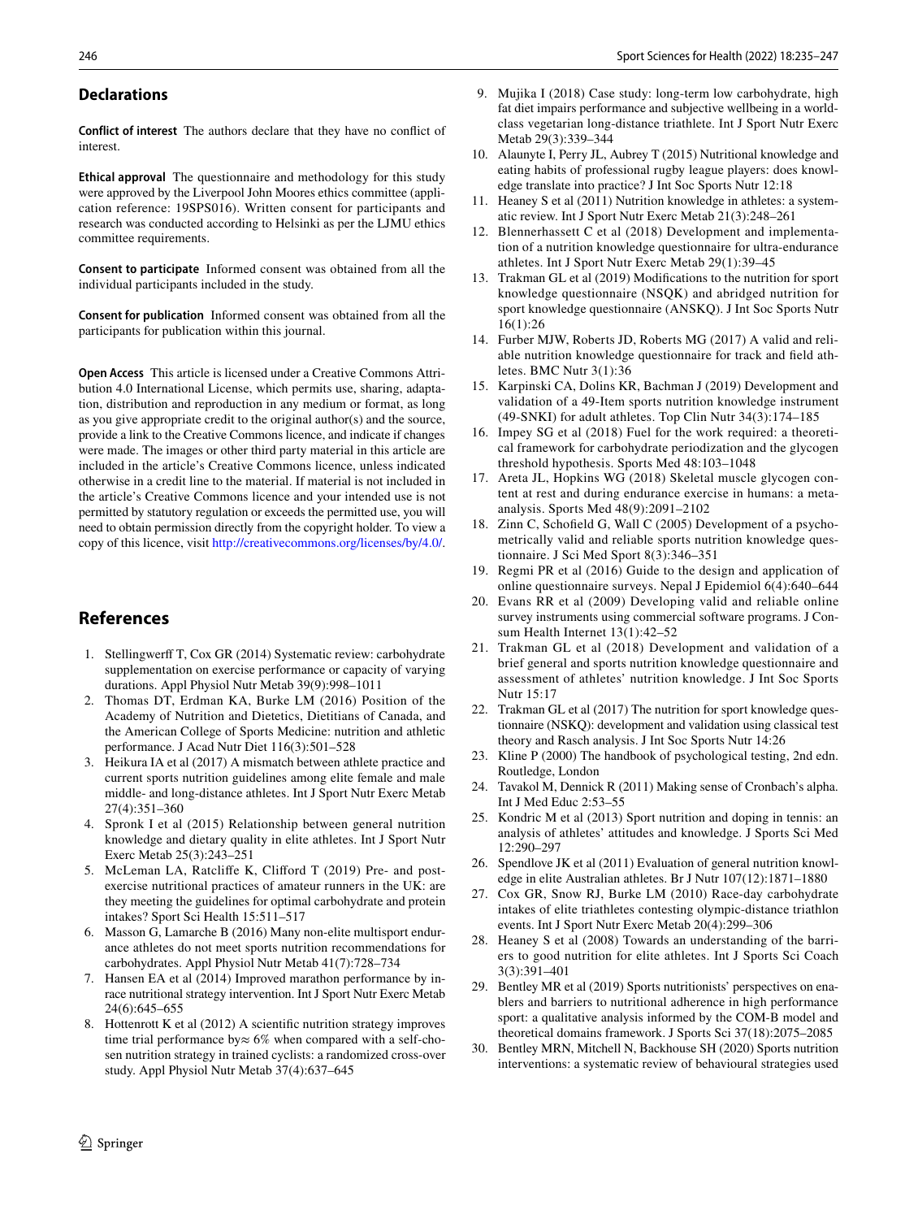## Declarations

**Conflict of interest** The authors declare that they have no conflict of interest.

**Ethical approval** The questionnaire and methodology for this study were approved by the Liverpool John Moores ethics committee (application reference: 19SPS016). Written consent for participants and research was conducted according to Helsinki as per the LJMU ethics committee requirements.

**Consent to participate** Informed consent was obtained from all the individual participants included in the study.

**Consent for publication** Informed consent was obtained from all the participants for publication within this journal.

**Open Access** This article is licensed under a Creative Commons Attribution 4.0 International License, which permits use, sharing, adaptation, distribution and reproduction in any medium or format, as long as you give appropriate credit to the original author(s) and the source, provide a link to the Creative Commons licence, and indicate if changes were made. The images or other third party material in this article are included in the article's Creative Commons licence, unless indicated otherwise in a credit line to the material. If material is not included in the article's Creative Commons licence and your intended use is not permitted by statutory regulation or exceeds the permitted use, you will need to obtain permission directly from the copyright holder. To view a copy of this licence, visit http://creativecommons.org/licenses/by/4.0/.

## References

1. Stellingwerff T, Cox GR (2014) Systematic review: carbohydrate supplementation on exercise performance or capacity of varying durations. Appl Physiol Nutr Metab 39(9):998–1011
2. Thomas DT, Erdman KA, Burke LM (2016) Position of the Academy of Nutrition and Dietetics, Dietitians of Canada, and the American College of Sports Medicine: nutrition and athletic performance. J Acad Nutr Diet 116(3):501–528
3. Heikura IA et al (2017) A mismatch between athlete practice and current sports nutrition guidelines among elite female and male middle- and long-distance athletes. Int J Sport Nutr Exerc Metab 27(4):351–360
4. Spronk I et al (2015) Relationship between general nutrition knowledge and dietary quality in elite athletes. Int J Sport Nutr Exerc Metab 25(3):243–251
5. McLeman LA, Ratcliffe K, Clifford T (2019) Pre- and post-exercise nutritional practices of amateur runners in the UK: are they meeting the guidelines for optimal carbohydrate and protein intakes? Sport Sci Health 15:511–517
6. Masson G, Lamarche B (2016) Many non-elite multisport endurance athletes do not meet sports nutrition recommendations for carbohydrates. Appl Physiol Nutr Metab 41(7):728–734
7. Hansen EA et al (2014) Improved marathon performance by in-race nutritional strategy intervention. Int J Sport Nutr Exerc Metab 24(6):645–655
8. Hottenrott K et al (2012) A scientific nutrition strategy improves time trial performance by≈ 6% when compared with a self-chosen nutrition strategy in trained cyclists: a randomized cross-over study. Appl Physiol Nutr Metab 37(4):637–645
9. Mujika I (2018) Case study: long-term low carbohydrate, high fat diet impairs performance and subjective wellbeing in a world-class vegetarian long-distance triathlete. Int J Sport Nutr Exerc Metab 29(3):339–344
10. Alaunyte I, Perry JL, Aubrey T (2015) Nutritional knowledge and eating habits of professional rugby league players: does knowledge translate into practice? J Int Soc Sports Nutr 12:18
11. Heaney S et al (2011) Nutrition knowledge in athletes: a systematic review. Int J Sport Nutr Exerc Metab 21(3):248–261
12. Blennerhassett C et al (2018) Development and implementation of a nutrition knowledge questionnaire for ultra-endurance athletes. Int J Sport Nutr Exerc Metab 29(1):39–45
13. Trakman GL et al (2019) Modifications to the nutrition for sport knowledge questionnaire (NSQK) and abridged nutrition for sport knowledge questionnaire (ANSKQ). J Int Soc Sports Nutr 16(1):26
14. Furber MJW, Roberts JD, Roberts MG (2017) A valid and reliable nutrition knowledge questionnaire for track and field athletes. BMC Nutr 3(1):36
15. Karpinski CA, Dolins KR, Bachman J (2019) Development and validation of a 49-Item sports nutrition knowledge instrument (49-SNKI) for adult athletes. Top Clin Nutr 34(3):174–185
16. Impey SG et al (2018) Fuel for the work required: a theoretical framework for carbohydrate periodization and the glycogen threshold hypothesis. Sports Med 48:103–1048
17. Areta JL, Hopkins WG (2018) Skeletal muscle glycogen content at rest and during endurance exercise in humans: a meta-analysis. Sports Med 48(9):2091–2102
18. Zinn C, Schofield G, Wall C (2005) Development of a psychometrically valid and reliable sports nutrition knowledge questionnaire. J Sci Med Sport 8(3):346–351
19. Regmi PR et al (2016) Guide to the design and application of online questionnaire surveys. Nepal J Epidemiol 6(4):640–644
20. Evans RR et al (2009) Developing valid and reliable online survey instruments using commercial software programs. J Consum Health Internet 13(1):42–52
21. Trakman GL et al (2018) Development and validation of a brief general and sports nutrition knowledge questionnaire and assessment of athletes' nutrition knowledge. J Int Soc Sports Nutr 15:17
22. Trakman GL et al (2017) The nutrition for sport knowledge questionnaire (NSKQ): development and validation using classical test theory and Rasch analysis. J Int Soc Sports Nutr 14:26
23. Kline P (2000) The handbook of psychological testing, 2nd edn. Routledge, London
24. Tavakol M, Dennick R (2011) Making sense of Cronbach's alpha. Int J Med Educ 2:53–55
25. Kondric M et al (2013) Sport nutrition and doping in tennis: an analysis of athletes' attitudes and knowledge. J Sports Sci Med 12:290–297
26. Spendlove JK et al (2011) Evaluation of general nutrition knowledge in elite Australian athletes. Br J Nutr 107(12):1871–1880
27. Cox GR, Snow RJ, Burke LM (2010) Race-day carbohydrate intakes of elite triathletes contesting olympic-distance triathlon events. Int J Sport Nutr Exerc Metab 20(4):299–306
28. Heaney S et al (2008) Towards an understanding of the barriers to good nutrition for elite athletes. Int J Sports Sci Coach 3(3):391–401
29. Bentley MR et al (2019) Sports nutritionists' perspectives on enablers and barriers to nutritional adherence in high performance sport: a qualitative analysis informed by the COM-B model and theoretical domains framework. J Sports Sci 37(18):2075–2085
30. Bentley MRN, Mitchell N, Backhouse SH (2020) Sports nutrition interventions: a systematic review of behavioural strategies used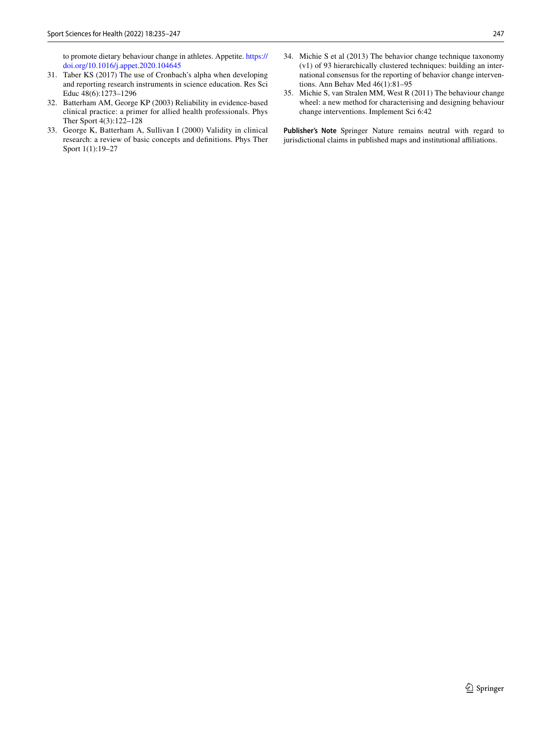to promote dietary behaviour change in athletes. Appetite. https://doi.org/10.1016/j.appet.2020.104645

31. Taber KS (2017) The use of Cronbach's alpha when developing and reporting research instruments in science education. Res Sci Educ 48(6):1273–1296
32. Batterham AM, George KP (2003) Reliability in evidence-based clinical practice: a primer for allied health professionals. Phys Ther Sport 4(3):122–128
33. George K, Batterham A, Sullivan I (2000) Validity in clinical research: a review of basic concepts and definitions. Phys Ther Sport 1(1):19–27
34. Michie S et al (2013) The behavior change technique taxonomy (v1) of 93 hierarchically clustered techniques: building an international consensus for the reporting of behavior change interventions. Ann Behav Med 46(1):81–95
35. Michie S, van Stralen MM, West R (2011) The behaviour change wheel: a new method for characterising and designing behaviour change interventions. Implement Sci 6:42

**Publisher's Note** Springer Nature remains neutral with regard to jurisdictional claims in published maps and institutional affiliations.